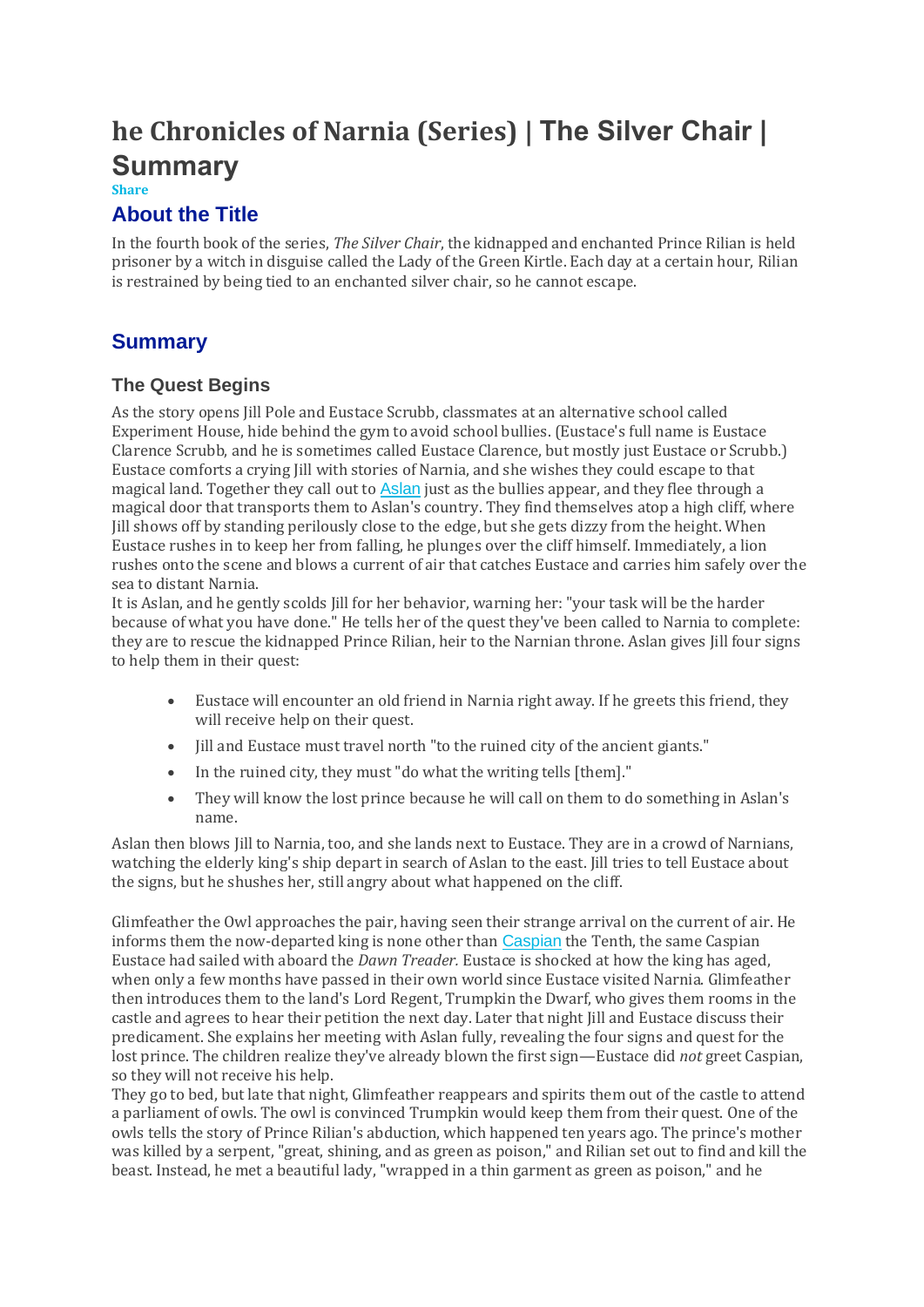# he Chronicles of Narnia (Series) | The Silver Chair | Summary

Share

## About the Title

In the fourth book of the series, *The Silver Chair*, the kidnapped and enchanted Prince Rilian is held prisoner by a witch in disguise called the Lady of the Green Kirtle. Each day at a certain hour, Rilian is restrained by being tied to an enchanted silver chair, so he cannot escape.

## Summary

### The Quest Begins

As the story opens Jill Pole and Eustace Scrubb, classmates at an alternative school called Experiment House, hide behind the gym to avoid school bullies. (Eustace's full name is Eustace Clarence Scrubb, and he is sometimes called Eustace Clarence, but mostly just Eustace or Scrubb.) Eustace comforts a crying Jill with stories of Narnia, and she wishes they could escape to that magical land. Together they call out to Aslan just as the bullies appear, and they flee through a magical door that transports them to Aslan's country. They find themselves atop a high cliff, where Jill shows off by standing perilously close to the edge, but she gets dizzy from the height. When Eustace rushes in to keep her from falling, he plunges over the cliff himself. Immediately, a lion rushes onto the scene and blows a current of air that catches Eustace and carries him safely over the sea to distant Narnia.

It is Aslan, and he gently scolds Jill for her behavior, warning her: "your task will be the harder because of what you have done." He tells her of the quest they've been called to Narnia to complete: they are to rescue the kidnapped Prince Rilian, heir to the Narnian throne. Aslan gives Jill four signs to help them in their quest:

- Eustace will encounter an old friend in Narnia right away. If he greets this friend, they will receive help on their quest.
- Jill and Eustace must travel north "to the ruined city of the ancient giants."
- In the ruined city, they must "do what the writing tells [them]."
- They will know the lost prince because he will call on them to do something in Aslan's name.

Aslan then blows Jill to Narnia, too, and she lands next to Eustace. They are in a crowd of Narnians, watching the elderly king's ship depart in search of Aslan to the east. Jill tries to tell Eustace about the signs, but he shushes her, still angry about what happened on the cliff.

Glimfeather the Owl approaches the pair, having seen their strange arrival on the current of air. He informs them the now-departed king is none other than Caspian the Tenth, the same Caspian Eustace had sailed with aboard the *Dawn Treader.* Eustace is shocked at how the king has aged, when only a few months have passed in their own world since Eustace visited Narnia. Glimfeather then introduces them to the land's Lord Regent, Trumpkin the Dwarf, who gives them rooms in the castle and agrees to hear their petition the next day. Later that night Jill and Eustace discuss their predicament. She explains her meeting with Aslan fully, revealing the four signs and quest for the lost prince. The children realize they've already blown the first sign—Eustace did *not* greet Caspian, so they will not receive his help.

They go to bed, but late that night, Glimfeather reappears and spirits them out of the castle to attend a parliament of owls. The owl is convinced Trumpkin would keep them from their quest. One of the owls tells the story of Prince Rilian's abduction, which happened ten years ago. The prince's mother was killed by a serpent, "great, shining, and as green as poison," and Rilian set out to find and kill the beast. Instead, he met a beautiful lady, "wrapped in a thin garment as green as poison," and he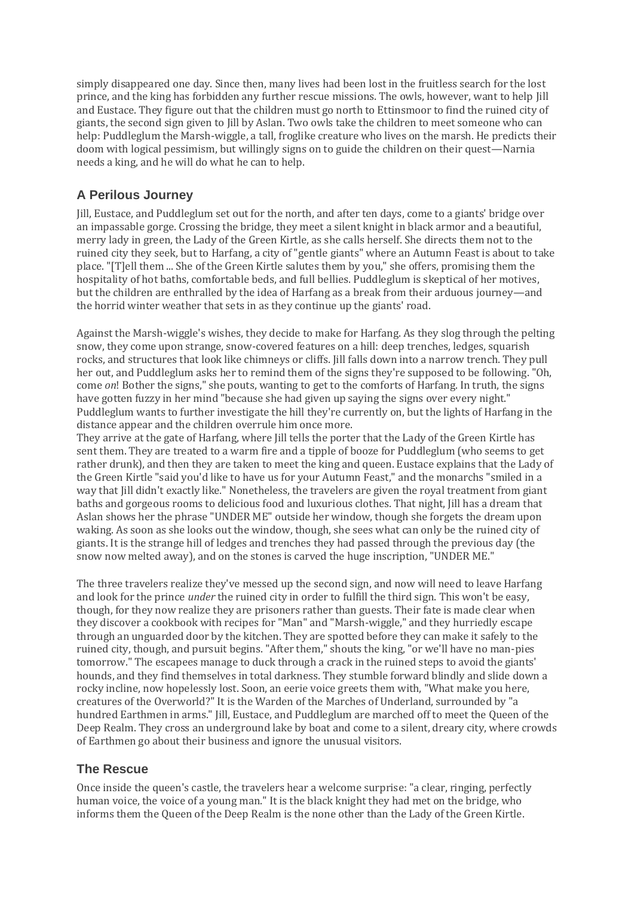simply disappeared one day. Since then, many lives had been lost in the fruitless search for the lost prince, and the king has forbidden any further rescue missions. The owls, however, want to help Jill and Eustace. They figure out that the children must go north to Ettinsmoor to find the ruined city of giants, the second sign given to Jill by Aslan. Two owls take the children to meet someone who can help: Puddleglum the Marsh-wiggle, a tall, froglike creature who lives on the marsh. He predicts their doom with logical pessimism, but willingly signs on to guide the children on their quest—Narnia needs a king, and he will do what he can to help.

## A Perilous Journey

Jill, Eustace, and Puddleglum set out for the north, and after ten days, come to a giants' bridge over an impassable gorge. Crossing the bridge, they meet a silent knight in black armor and a beautiful, merry lady in green, the Lady of the Green Kirtle, as she calls herself. She directs them not to the ruined city they seek, but to Harfang, a city of "gentle giants" where an Autumn Feast is about to take place. "[T]ell them ... She of the Green Kirtle salutes them by you," she offers, promising them the hospitality of hot baths, comfortable beds, and full bellies. Puddleglum is skeptical of her motives, but the children are enthralled by the idea of Harfang as a break from their arduous journey—and the horrid winter weather that sets in as they continue up the giants' road.

Against the Marsh-wiggle's wishes, they decide to make for Harfang. As they slog through the pelting snow, they come upon strange, snow-covered features on a hill: deep trenches, ledges, squarish rocks, and structures that look like chimneys or cliffs. Jill falls down into a narrow trench. They pull her out, and Puddleglum asks her to remind them of the signs they're supposed to be following. "Oh, come *on*! Bother the signs," she pouts, wanting to get to the comforts of Harfang. In truth, the signs have gotten fuzzy in her mind "because she had given up saying the signs over every night." Puddleglum wants to further investigate the hill they're currently on, but the lights of Harfang in the distance appear and the children overrule him once more.
They arrive at the gate of Harfang, where Jill tells the porter that the Lady of the Green Kirtle has sent them. They are treated to a warm fire and a tipple of booze for Puddleglum (who seems to get rather drunk), and then they are taken to meet the king and queen. Eustace explains that the Lady of the Green Kirtle "said you'd like to have us for your Autumn Feast," and the monarchs "smiled in a way that Jill didn't exactly like." Nonetheless, the travelers are given the royal treatment from giant baths and gorgeous rooms to delicious food and luxurious clothes. That night, Jill has a dream that Aslan shows her the phrase "UNDER ME" outside her window, though she forgets the dream upon waking. As soon as she looks out the window, though, she sees what can only be the ruined city of giants. It is the strange hill of ledges and trenches they had passed through the previous day (the snow now melted away), and on the stones is carved the huge inscription, "UNDER ME."

The three travelers realize they've messed up the second sign, and now will need to leave Harfang and look for the prince *under* the ruined city in order to fulfill the third sign. This won't be easy, though, for they now realize they are prisoners rather than guests. Their fate is made clear when they discover a cookbook with recipes for "Man" and "Marsh-wiggle," and they hurriedly escape through an unguarded door by the kitchen. They are spotted before they can make it safely to the ruined city, though, and pursuit begins. "After them," shouts the king, "or we'll have no man-pies tomorrow." The escapees manage to duck through a crack in the ruined steps to avoid the giants' hounds, and they find themselves in total darkness. They stumble forward blindly and slide down a rocky incline, now hopelessly lost. Soon, an eerie voice greets them with, "What make you here, creatures of the Overworld?" It is the Warden of the Marches of Underland, surrounded by "a hundred Earthmen in arms." Jill, Eustace, and Puddleglum are marched off to meet the Queen of the Deep Realm. They cross an underground lake by boat and come to a silent, dreary city, where crowds of Earthmen go about their business and ignore the unusual visitors.

## The Rescue

Once inside the queen's castle, the travelers hear a welcome surprise: "a clear, ringing, perfectly human voice, the voice of a young man." It is the black knight they had met on the bridge, who informs them the Queen of the Deep Realm is the none other than the Lady of the Green Kirtle.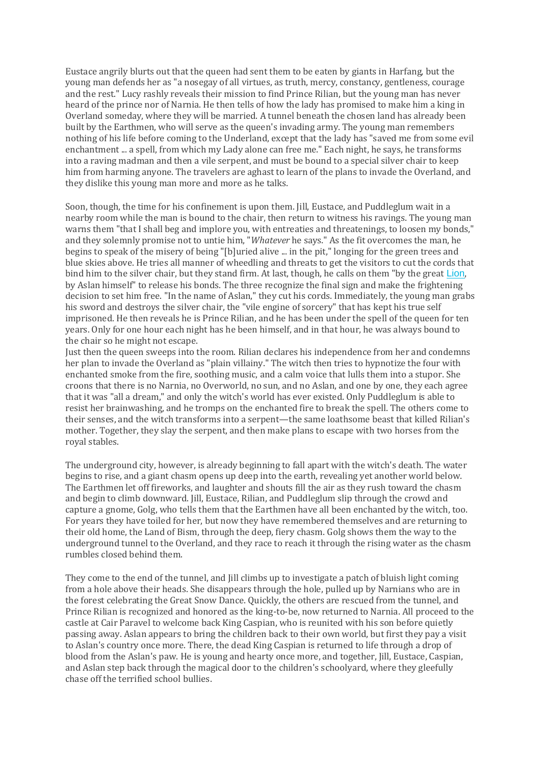Eustace angrily blurts out that the queen had sent them to be eaten by giants in Harfang, but the young man defends her as "a nosegay of all virtues, as truth, mercy, constancy, gentleness, courage and the rest." Lucy rashly reveals their mission to find Prince Rilian, but the young man has never heard of the prince nor of Narnia. He then tells of how the lady has promised to make him a king in Overland someday, where they will be married. A tunnel beneath the chosen land has already been built by the Earthmen, who will serve as the queen's invading army. The young man remembers nothing of his life before coming to the Underland, except that the lady has "saved me from some evil enchantment ... a spell, from which my Lady alone can free me." Each night, he says, he transforms into a raving madman and then a vile serpent, and must be bound to a special silver chair to keep him from harming anyone. The travelers are aghast to learn of the plans to invade the Overland, and they dislike this young man more and more as he talks.

Soon, though, the time for his confinement is upon them. Jill, Eustace, and Puddleglum wait in a nearby room while the man is bound to the chair, then return to witness his ravings. The young man warns them "that I shall beg and implore you, with entreaties and threatenings, to loosen my bonds," and they solemnly promise not to untie him, "*Whatever* he says." As the fit overcomes the man, he begins to speak of the misery of being "[b]uried alive ... in the pit," longing for the green trees and blue skies above. He tries all manner of wheedling and threats to get the visitors to cut the cords that bind him to the silver chair, but they stand firm. At last, though, he calls on them "by the great Lion, by Aslan himself" to release his bonds. The three recognize the final sign and make the frightening decision to set him free. "In the name of Aslan," they cut his cords. Immediately, the young man grabs his sword and destroys the silver chair, the "vile engine of sorcery" that has kept his true self imprisoned. He then reveals he is Prince Rilian, and he has been under the spell of the queen for ten years. Only for one hour each night has he been himself, and in that hour, he was always bound to the chair so he might not escape.

Just then the queen sweeps into the room. Rilian declares his independence from her and condemns her plan to invade the Overland as "plain villainy." The witch then tries to hypnotize the four with enchanted smoke from the fire, soothing music, and a calm voice that lulls them into a stupor. She croons that there is no Narnia, no Overworld, no sun, and no Aslan, and one by one, they each agree that it was "all a dream," and only the witch's world has ever existed. Only Puddleglum is able to resist her brainwashing, and he tromps on the enchanted fire to break the spell. The others come to their senses, and the witch transforms into a serpent—the same loathsome beast that killed Rilian's mother. Together, they slay the serpent, and then make plans to escape with two horses from the royal stables.

The underground city, however, is already beginning to fall apart with the witch's death. The water begins to rise, and a giant chasm opens up deep into the earth, revealing yet another world below. The Earthmen let off fireworks, and laughter and shouts fill the air as they rush toward the chasm and begin to climb downward. Jill, Eustace, Rilian, and Puddleglum slip through the crowd and capture a gnome, Golg, who tells them that the Earthmen have all been enchanted by the witch, too. For years they have toiled for her, but now they have remembered themselves and are returning to their old home, the Land of Bism, through the deep, fiery chasm. Golg shows them the way to the underground tunnel to the Overland, and they race to reach it through the rising water as the chasm rumbles closed behind them.

They come to the end of the tunnel, and Jill climbs up to investigate a patch of bluish light coming from a hole above their heads. She disappears through the hole, pulled up by Narnians who are in the forest celebrating the Great Snow Dance. Quickly, the others are rescued from the tunnel, and Prince Rilian is recognized and honored as the king-to-be, now returned to Narnia. All proceed to the castle at Cair Paravel to welcome back King Caspian, who is reunited with his son before quietly passing away. Aslan appears to bring the children back to their own world, but first they pay a visit to Aslan's country once more. There, the dead King Caspian is returned to life through a drop of blood from the Aslan's paw. He is young and hearty once more, and together, Jill, Eustace, Caspian, and Aslan step back through the magical door to the children's schoolyard, where they gleefully chase off the terrified school bullies.